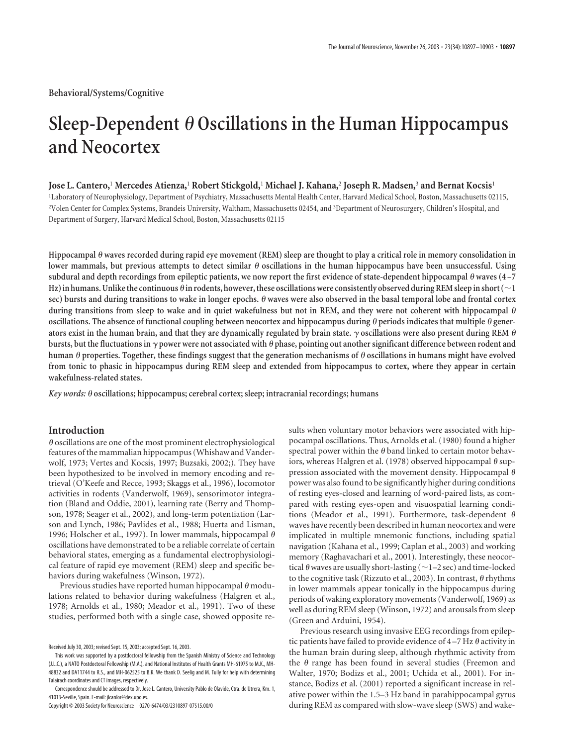Behavioral/Systems/Cognitive

# Sleep-Dependent $\theta$ Oscillations in the Human Hippocampus and Neocortex

**Jose L. Cantero,[1] Mercedes Atienza,[1] Robert Stickgold,[1] Michael J. Kahana,[2] Joseph R. Madsen,[3] and Bernat Kocsis[1]**

[1]Laboratory of Neurophysiology, Department of Psychiatry, Massachusetts Mental Health Center, Harvard Medical School, Boston, Massachusetts 02115, [2]Volen Center for Complex Systems, Brandeis University, Waltham, Massachusetts 02454, and [3]Department of Neurosurgery, Children's Hospital, and Department of Surgery, Harvard Medical School, Boston, Massachusetts 02115

**Hippocampal $\theta$ waves recorded during rapid eye movement (REM) sleep are thought to play a critical role in memory consolidation in lower mammals, but previous attempts to detect similar $\theta$ oscillations in the human hippocampus have been unsuccessful. Using subdural and depth recordings from epileptic patients, we now report the first evidence of state-dependent hippocampal $\theta$ waves (4–7 Hz) in humans. Unlike the continuous $\theta$ in rodents, however, these oscillations were consistently observed during REM sleep in short (~1 sec) bursts and during transitions to wake in longer epochs. $\theta$ waves were also observed in the basal temporal lobe and frontal cortex during transitions from sleep to wake and in quiet wakefulness but not in REM, and they were not coherent with hippocampal $\theta$ oscillations. The absence of functional coupling between neocortex and hippocampus during $\theta$ periods indicates that multiple $\theta$ generators exist in the human brain, and that they are dynamically regulated by brain state. $\gamma$ oscillations were also present during REM $\theta$ bursts, but the fluctuations in $\gamma$ power were not associated with $\theta$ phase, pointing out another significant difference between rodent and human $\theta$ properties. Together, these findings suggest that the generation mechanisms of $\theta$ oscillations in humans might have evolved from tonic to phasic in hippocampus during REM sleep and extended from hippocampus to cortex, where they appear in certain wakefulness-related states.**

*Key words:* **$\theta$ oscillations; hippocampus; cerebral cortex; sleep; intracranial recordings; humans**

## Introduction

$\theta$ oscillations are one of the most prominent electrophysiological features of the mammalian hippocampus (Whishaw and Vanderwolf, 1973; Vertes and Kocsis, 1997; Buzsaki, 2002;). They have been hypothesized to be involved in memory encoding and retrieval (O'Keefe and Recce, 1993; Skaggs et al., 1996), locomotor activities in rodents (Vanderwolf, 1969), sensorimotor integration (Bland and Oddie, 2001), learning rate (Berry and Thompson, 1978; Seager et al., 2002), and long-term potentiation (Larson and Lynch, 1986; Pavlides et al., 1988; Huerta and Lisman, 1996; Holscher et al., 1997). In lower mammals, hippocampal $\theta$ oscillations have demonstrated to be a reliable correlate of certain behavioral states, emerging as a fundamental electrophysiological feature of rapid eye movement (REM) sleep and specific behaviors during wakefulness (Winson, 1972).

Previous studies have reported human hippocampal $\theta$ modulations related to behavior during wakefulness (Halgren et al., 1978; Arnolds et al., 1980; Meador et al., 1991). Two of these studies, performed both with a single case, showed opposite results when voluntary motor behaviors were associated with hippocampal oscillations. Thus, Arnolds et al. (1980) found a higher spectral power within the $\theta$ band linked to certain motor behaviors, whereas Halgren et al. (1978) observed hippocampal $\theta$ suppression associated with the movement density. Hippocampal $\theta$ power was also found to be significantly higher during conditions of resting eyes-closed and learning of word-paired lists, as compared with resting eyes-open and visuospatial learning conditions (Meador et al., 1991). Furthermore, task-dependent $\theta$ waves have recently been described in human neocortex and were implicated in multiple mnemonic functions, including spatial navigation (Kahana et al., 1999; Caplan et al., 2003) and working memory (Raghavachari et al., 2001). Interestingly, these neocortical $\theta$ waves are usually short-lasting (~1–2 sec) and time-locked to the cognitive task (Rizzuto et al., 2003). In contrast, $\theta$ rhythms in lower mammals appear tonically in the hippocampus during periods of waking exploratory movements (Vanderwolf, 1969) as well as during REM sleep (Winson, 1972) and arousals from sleep (Green and Arduini, 1954).

Previous research using invasive EEG recordings from epileptic patients have failed to provide evidence of 4–7 Hz $\theta$ activity in the human brain during sleep, although rhythmic activity from the $\theta$ range has been found in several studies (Freemon and Walter, 1970; Bodizs et al., 2001; Uchida et al., 2001). For instance, Bodizs et al. (2001) reported a significant increase in relative power within the 1.5–3 Hz band in parahippocampal gyrus during REM as compared with slow-wave sleep (SWS) and wake-

Received July 30, 2003; revised Sept. 15, 2003; accepted Sept. 16, 2003.

This work was supported by a postdoctoral fellowship from the Spanish Ministry of Science and Technology (J.L.C.), a NATO Postdoctoral Fellowship (M.A.), and National Institutes of Health Grants MH-61975 to M.K., MH-48832 and DA11744 to R.S., and MH-062525 to B.K. We thank D. Seelig and M. Tully for help with determining Talairach coordinates and CT images, respectively.

Correspondence should be addressed to Dr. Jose L. Cantero, University Pablo de Olavide, Ctra. de Utrera, Km. 1, 41013-Seville, Spain. E-mail: jlcanlor@dex.upo.es.

Copyright © 2003 Society for Neuroscience 0270-6474/03/2310897-07$15.00/0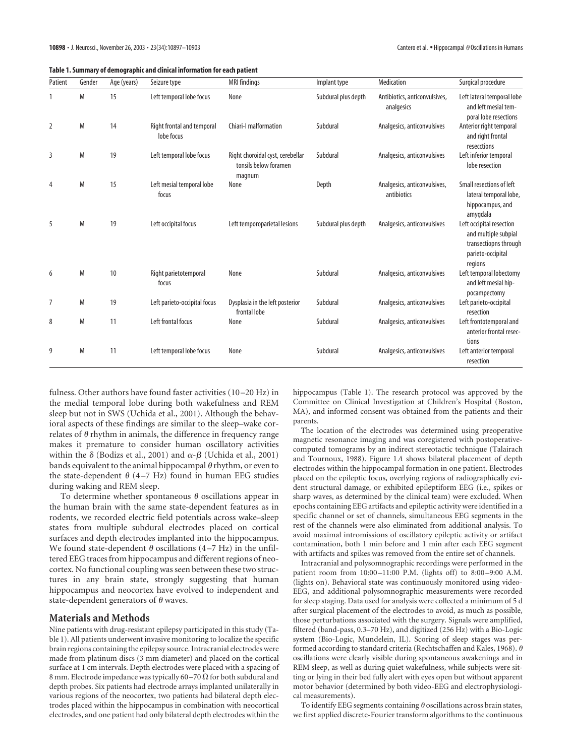**Table 1. Summary of demographic and clinical information for each patient**

| Patient | Gender | Age (years) | Seizure type | MRI findings | Implant type | Medication | Surgical procedure |
|---|---|---|---|---|---|---|---|
| 1 | M | 15 | Left temporal lobe focus | None | Subdural plus depth | Antibiotics, anticonvulsives, analgesics | Left lateral temporal lobe and left mesial temporal lobe resections |
| 2 | M | 14 | Right frontal and temporal lobe focus | Chiari-I malformation | Subdural | Analgesics, anticonvulsives | Anterior right temporal and right frontal resecctions |
| 3 | M | 19 | Left temporal lobe focus | Right choroidal cyst, cerebellar tonsils below foramen magnum | Subdural | Analgesics, anticonvulsives | Left inferior temporal lobe resection |
| 4 | M | 15 | Left mesial temporal lobe focus | None | Depth | Analgesics, anticonvulsives, antibiotics | Small resections of left lateral temporal lobe, hippocampus, and amygdala |
| 5 | M | 19 | Left occipital focus | Left temporoparietal lesions | Subdural plus depth | Analgesics, anticonvulsives | Left occipital resection and multiple subpial transectiopns through parieto-occipital regions |
| 6 | M | 10 | Right parietotemporal focus | None | Subdural | Analgesics, anticonvulsives | Left temporal lobectomy and left mesial hippocampectomy |
| 7 | M | 19 | Left parieto-occipital focus | Dysplasia in the left posterior frontal lobe | Subdural | Analgesics, anticonvulsives | Left parieto-occipital resection |
| 8 | M | 11 | Left frontal focus | None | Subdural | Analgesics, anticonvulsives | Left frontotemporal and anterior frontal resections |
| 9 | M | 11 | Left temporal lobe focus | None | Subdural | Analgesics, anticonvulsives | Left anterior temporal resection |

fulness. Other authors have found faster activities (10–20 Hz) in the medial temporal lobe during both wakefulness and REM sleep but not in SWS (Uchida et al., 2001). Although the behavioral aspects of these findings are similar to the sleep–wake correlates of $\theta$ rhythm in animals, the difference in frequency range makes it premature to consider human oscillatory activities within the $\delta$ (Bodizs et al., 2001) and $\alpha$-$\beta$ (Uchida et al., 2001) bands equivalent to the animal hippocampal $\theta$ rhythm, or even to the state-dependent $\theta$ (4–7 Hz) found in human EEG studies during waking and REM sleep.

To determine whether spontaneous $\theta$ oscillations appear in the human brain with the same state-dependent features as in rodents, we recorded electric field potentials across wake–sleep states from multiple subdural electrodes placed on cortical surfaces and depth electrodes implanted into the hippocampus. We found state-dependent $\theta$ oscillations (4–7 Hz) in the unfiltered EEG traces from hippocampus and different regions of neocortex. No functional coupling was seen between these two structures in any brain state, strongly suggesting that human hippocampus and neocortex have evolved to independent and state-dependent generators of $\theta$ waves.

## Materials and Methods

Nine patients with drug-resistant epilepsy participated in this study (Table 1). All patients underwent invasive monitoring to localize the specific brain regions containing the epilepsy source. Intracranial electrodes were made from platinum discs (3 mm diameter) and placed on the cortical surface at 1 cm intervals. Depth electrodes were placed with a spacing of 8 mm. Electrode impedance was typically 60–70 $\Omega$ for both subdural and depth probes. Six patients had electrode arrays implanted unilaterally in various regions of the neocortex, two patients had bilateral depth electrodes placed within the hippocampus in combination with neocortical electrodes, and one patient had only bilateral depth electrodes within the hippocampus (Table 1). The research protocol was approved by the Committee on Clinical Investigation at Children's Hospital (Boston, MA), and informed consent was obtained from the patients and their parents.

The location of the electrodes was determined using preoperative magnetic resonance imaging and was coregistered with postoperative-computed tomograms by an indirect stereotactic technique (Talairach and Tournoux, 1988). Figure 1*A* shows bilateral placement of depth electrodes within the hippocampal formation in one patient. Electrodes placed on the epileptic focus, overlying regions of radiographically evident structural damage, or exhibited epileptiform EEG (i.e., spikes or sharp waves, as determined by the clinical team) were excluded. When epochs containing EEG artifacts and epileptic activity were identified in a specific channel or set of channels, simultaneous EEG segments in the rest of the channels were also eliminated from additional analysis. To avoid maximal intromissions of oscillatory epileptic activity or artifact contamination, both 1 min before and 1 min after each EEG segment with artifacts and spikes was removed from the entire set of channels.

Intracranial and polysomnographic recordings were performed in the patient room from 10:00–11:00 P.M. (lights off) to 8:00–9:00 A.M. (lights on). Behavioral state was continuously monitored using video-EEG, and additional polysomnographic measurements were recorded for sleep staging. Data used for analysis were collected a minimum of 5 d after surgical placement of the electrodes to avoid, as much as possible, those perturbations associated with the surgery. Signals were amplified, filtered (band-pass, 0.3–70 Hz), and digitized (256 Hz) with a Bio-Logic system (Bio-Logic, Mundelein, IL). Scoring of sleep stages was performed according to standard criteria (Rechtschaffen and Kales, 1968). $\theta$ oscillations were clearly visible during spontaneous awakenings and in REM sleep, as well as during quiet wakefulness, while subjects were sitting or lying in their bed fully alert with eyes open but without apparent motor behavior (determined by both video-EEG and electrophysiological measurements).

To identify EEG segments containing $\theta$ oscillations across brain states, we first applied discrete-Fourier transform algorithms to the continuous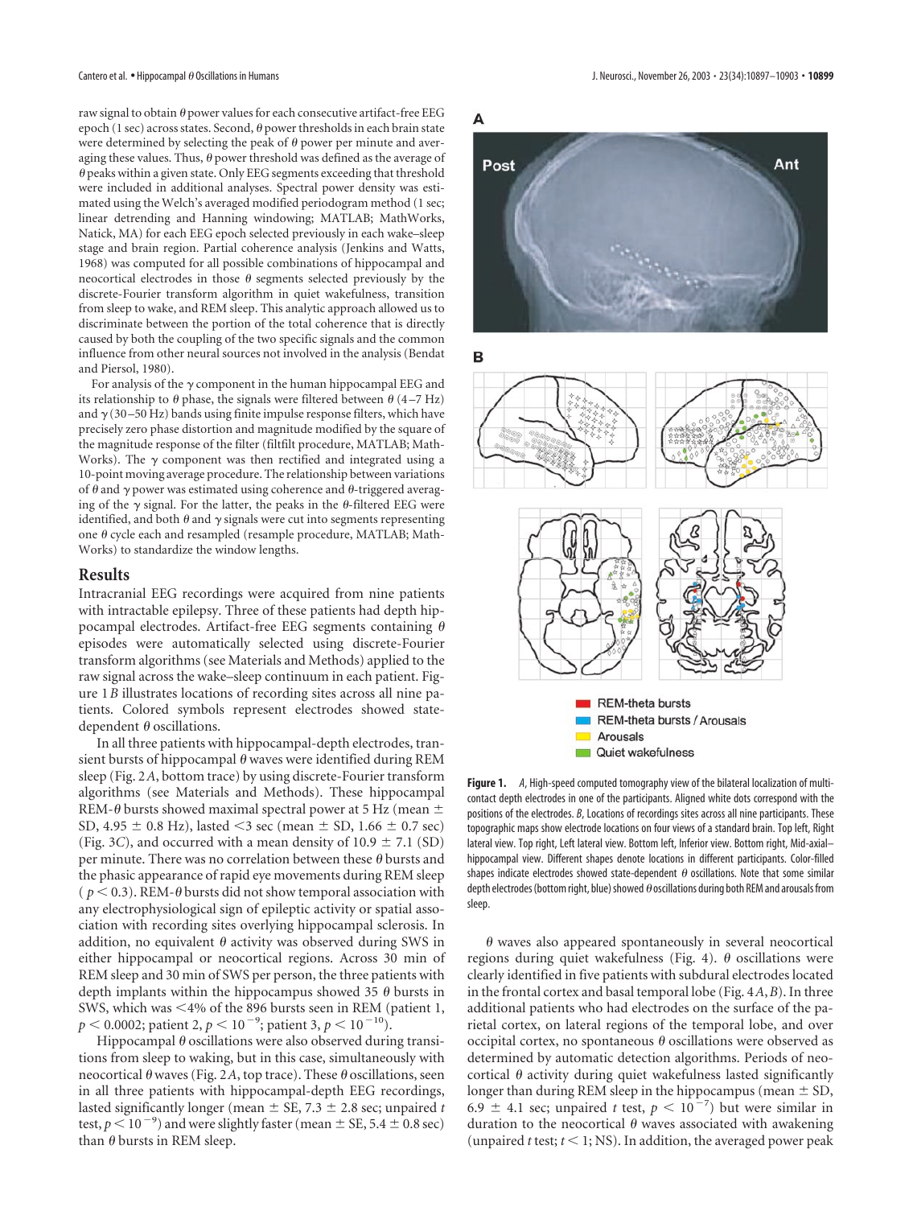raw signal to obtain θ power values for each consecutive artifact-free EEG epoch (1 sec) across states. Second, θ power thresholds in each brain state were determined by selecting the peak of θ power per minute and averaging these values. Thus, θ power threshold was defined as the average of θ peaks within a given state. Only EEG segments exceeding that threshold were included in additional analyses. Spectral power density was estimated using the Welch's averaged modified periodogram method (1 sec; linear detrending and Hanning windowing; MATLAB; MathWorks, Natick, MA) for each EEG epoch selected previously in each wake–sleep stage and brain region. Partial coherence analysis (Jenkins and Watts, 1968) was computed for all possible combinations of hippocampal and neocortical electrodes in those θ segments selected previously by the discrete-Fourier transform algorithm in quiet wakefulness, transition from sleep to wake, and REM sleep. This analytic approach allowed us to discriminate between the portion of the total coherence that is directly caused by both the coupling of the two specific signals and the common influence from other neural sources not involved in the analysis (Bendat and Piersol, 1980).

For analysis of the γ component in the human hippocampal EEG and its relationship to θ phase, the signals were filtered between θ (4–7 Hz) and γ (30–50 Hz) bands using finite impulse response filters, which have precisely zero phase distortion and magnitude modified by the square of the magnitude response of the filter (filtfilt procedure, MATLAB; MathWorks). The γ component was then rectified and integrated using a 10-point moving average procedure. The relationship between variations of θ and γ power was estimated using coherence and θ-triggered averaging of the γ signal. For the latter, the peaks in the θ-filtered EEG were identified, and both θ and γ signals were cut into segments representing one θ cycle each and resampled (resample procedure, MATLAB; MathWorks) to standardize the window lengths.

## Results

Intracranial EEG recordings were acquired from nine patients with intractable epilepsy. Three of these patients had depth hippocampal electrodes. Artifact-free EEG segments containing θ episodes were automatically selected using discrete-Fourier transform algorithms (see Materials and Methods) applied to the raw signal across the wake–sleep continuum in each patient. Figure 1*B* illustrates locations of recording sites across all nine patients. Colored symbols represent electrodes showed state-dependent θ oscillations.

In all three patients with hippocampal-depth electrodes, transient bursts of hippocampal θ waves were identified during REM sleep (Fig. 2*A*, bottom trace) by using discrete-Fourier transform algorithms (see Materials and Methods). These hippocampal REM-θ bursts showed maximal spectral power at 5 Hz (mean ± SD, 4.95 ± 0.8 Hz), lasted <3 sec (mean ± SD, 1.66 ± 0.7 sec) (Fig. 3*C*), and occurred with a mean density of 10.9 ± 7.1 (SD) per minute. There was no correlation between these θ bursts and the phasic appearance of rapid eye movements during REM sleep ($p < 0.3$). REM-θ bursts did not show temporal association with any electrophysiological sign of epileptic activity or spatial association with recording sites overlying hippocampal sclerosis. In addition, no equivalent θ activity was observed during SWS in either hippocampal or neocortical regions. Across 30 min of REM sleep and 30 min of SWS per person, the three patients with depth implants within the hippocampus showed 35 θ bursts in SWS, which was <4% of the 896 bursts seen in REM (patient 1, $p < 0.0002$; patient 2, $p < 10^{-9}$; patient 3, $p < 10^{-10}$).

Hippocampal θ oscillations were also observed during transitions from sleep to waking, but in this case, simultaneously with neocortical θ waves (Fig. 2*A*, top trace). These θ oscillations, seen in all three patients with hippocampal-depth EEG recordings, lasted significantly longer (mean ± SE, 7.3 ± 2.8 sec; unpaired *t* test, $p < 10^{-9}$) and were slightly faster (mean ± SE, 5.4 ± 0.8 sec) than θ bursts in REM sleep.

**Figure 1.** *A*, High-speed computed tomography view of the bilateral localization of multicontact depth electrodes in one of the participants. Aligned white dots correspond with the positions of the electrodes. *B*, Locations of recordings sites across all nine participants. These topographic maps show electrode locations on four views of a standard brain. Top left, Right lateral view. Top right, Left lateral view. Bottom left, Inferior view. Bottom right, Mid-axial–hippocampal view. Different shapes denote locations in different participants. Color-filled shapes indicate electrodes showed state-dependent θ oscillations. Note that some similar depth electrodes (bottom right, blue) showed θ oscillations during both REM and arousals from sleep.

θ waves also appeared spontaneously in several neocortical regions during quiet wakefulness (Fig. 4). θ oscillations were clearly identified in five patients with subdural electrodes located in the frontal cortex and basal temporal lobe (Fig. 4*A*,*B*). In three additional patients who had electrodes on the surface of the parietal cortex, on lateral regions of the temporal lobe, and over occipital cortex, no spontaneous θ oscillations were observed as determined by automatic detection algorithms. Periods of neocortical θ activity during quiet wakefulness lasted significantly longer than during REM sleep in the hippocampus (mean ± SD, 6.9 ± 4.1 sec; unpaired *t* test, $p < 10^{-7}$) but were similar in duration to the neocortical θ waves associated with awakening (unpaired *t* test; $t < 1$; NS). In addition, the averaged power peak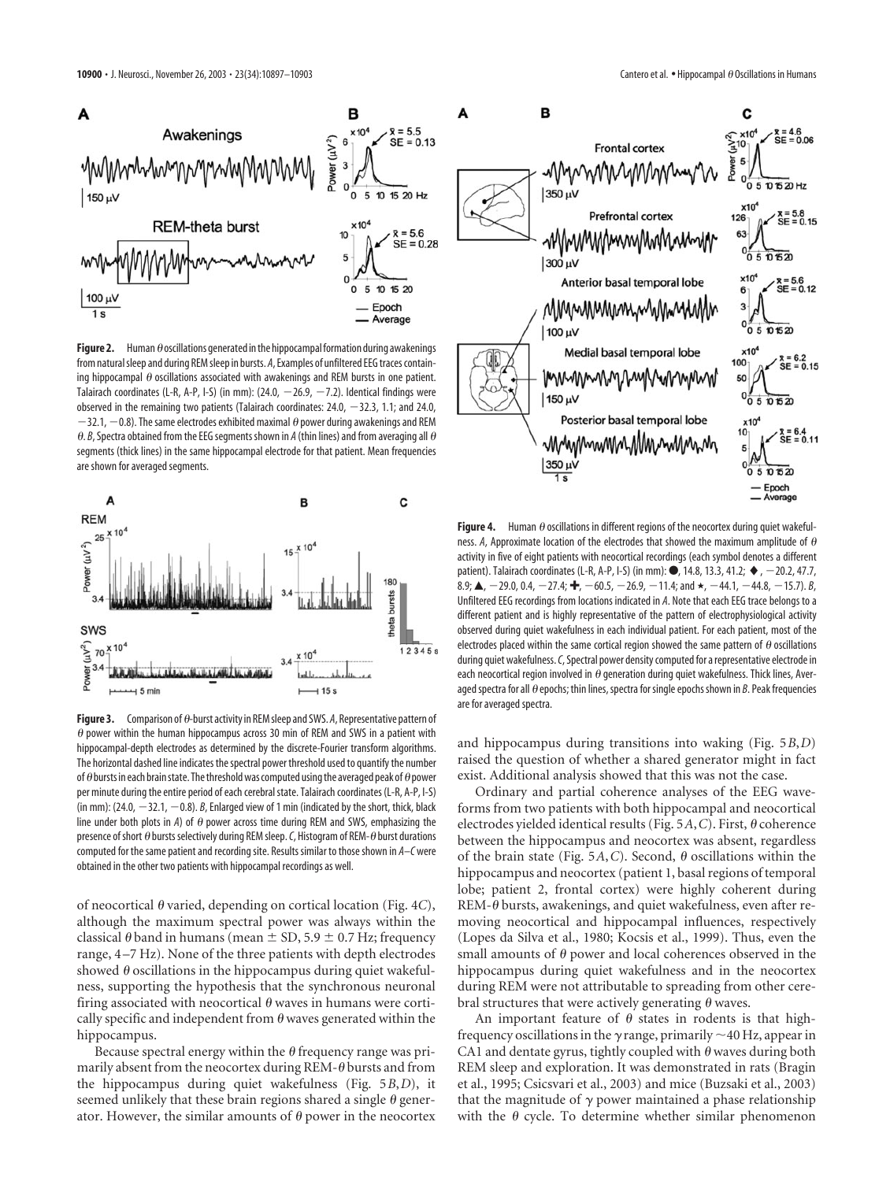**Figure 2.** Human θ oscillations generated in the hippocampal formation during awakenings from natural sleep and during REM sleep in bursts. *A*, Examples of unfiltered EEG traces containing hippocampal θ oscillations associated with awakenings and REM bursts in one patient. Talairach coordinates (L-R, A-P, I-S) (in mm): (24.0, −26.9, −7.2). Identical findings were observed in the remaining two patients (Talairach coordinates: 24.0, −32.3, 1.1; and 24.0, −32.1, −0.8). The same electrodes exhibited maximal θ power during awakenings and REM θ. *B*, Spectra obtained from the EEG segments shown in *A* (thin lines) and from averaging all θ segments (thick lines) in the same hippocampal electrode for that patient. Mean frequencies are shown for averaged segments.

**Figure 3.** Comparison of θ-burst activity in REM sleep and SWS. *A*, Representative pattern of θ power within the human hippocampus across 30 min of REM and SWS in a patient with hippocampal-depth electrodes as determined by the discrete-Fourier transform algorithms. The horizontal dashed line indicates the spectral power threshold used to quantify the number of θ bursts in each brain state. The threshold was computed using the averaged peak of θ power per minute during the entire period of each cerebral state. Talairach coordinates (L-R, A-P, I-S) (in mm): (24.0, −32.1, −0.8). *B*, Enlarged view of 1 min (indicated by the short, thick, black line under both plots in *A*) of θ power across time during REM and SWS, emphasizing the presence of short θ bursts selectively during REM sleep. *C*, Histogram of REM-θ burst durations computed for the same patient and recording site. Results similar to those shown in *A*–*C* were obtained in the other two patients with hippocampal recordings as well.

**Figure 4.** Human θ oscillations in different regions of the neocortex during quiet wakefulness. *A*, Approximate location of the electrodes that showed the maximum amplitude of θ activity in five of eight patients with neocortical recordings (each symbol denotes a different patient). Talairach coordinates (L-R, A-P, I-S) (in mm): ●, 14.8, 13.3, 41.2; ◆, −20.2, 47.7, 8.9; ▲, −29.0, 0.4, −27.4; ✚, −60.5, −26.9, −11.4; and ★, −44.1, −44.8, −15.7). *B*, Unfiltered EEG recordings from locations indicated in *A*. Note that each EEG trace belongs to a different patient and is highly representative of the pattern of electrophysiological activity observed during quiet wakefulness in each individual patient. For each patient, most of the electrodes placed within the same cortical region showed the same pattern of θ oscillations during quiet wakefulness. *C*, Spectral power density computed for a representative electrode in each neocortical region involved in θ generation during quiet wakefulness. Thick lines, Averaged spectra for all θ epochs; thin lines, spectra for single epochs shown in *B*. Peak frequencies are for averaged spectra.

of neocortical θ varied, depending on cortical location (Fig. 4*C*), although the maximum spectral power was always within the classical θ band in humans (mean ± SD, 5.9 ± 0.7 Hz; frequency range, 4–7 Hz). None of the three patients with depth electrodes showed θ oscillations in the hippocampus during quiet wakefulness, supporting the hypothesis that the synchronous neuronal firing associated with neocortical θ waves in humans were cortically specific and independent from θ waves generated within the hippocampus.

Because spectral energy within the θ frequency range was primarily absent from the neocortex during REM-θ bursts and from the hippocampus during quiet wakefulness (Fig. 5*B*,*D*), it seemed unlikely that these brain regions shared a single θ generator. However, the similar amounts of θ power in the neocortex and hippocampus during transitions into waking (Fig. 5*B*,*D*) raised the question of whether a shared generator might in fact exist. Additional analysis showed that this was not the case.

Ordinary and partial coherence analyses of the EEG waveforms from two patients with both hippocampal and neocortical electrodes yielded identical results (Fig. 5*A*,*C*). First, θ coherence between the hippocampus and neocortex was absent, regardless of the brain state (Fig. 5*A*,*C*). Second, θ oscillations within the hippocampus and neocortex (patient 1, basal regions of temporal lobe; patient 2, frontal cortex) were highly coherent during REM-θ bursts, awakenings, and quiet wakefulness, even after removing neocortical and hippocampal influences, respectively (Lopes da Silva et al., 1980; Kocsis et al., 1999). Thus, even the small amounts of θ power and local coherences observed in the hippocampus during quiet wakefulness and in the neocortex during REM were not attributable to spreading from other cerebral structures that were actively generating θ waves.

An important feature of θ states in rodents is that high-frequency oscillations in the γ range, primarily ∼40 Hz, appear in CA1 and dentate gyrus, tightly coupled with θ waves during both REM sleep and exploration. It was demonstrated in rats (Bragin et al., 1995; Csicsvari et al., 2003) and mice (Buzsaki et al., 2003) that the magnitude of γ power maintained a phase relationship with the θ cycle. To determine whether similar phenomenon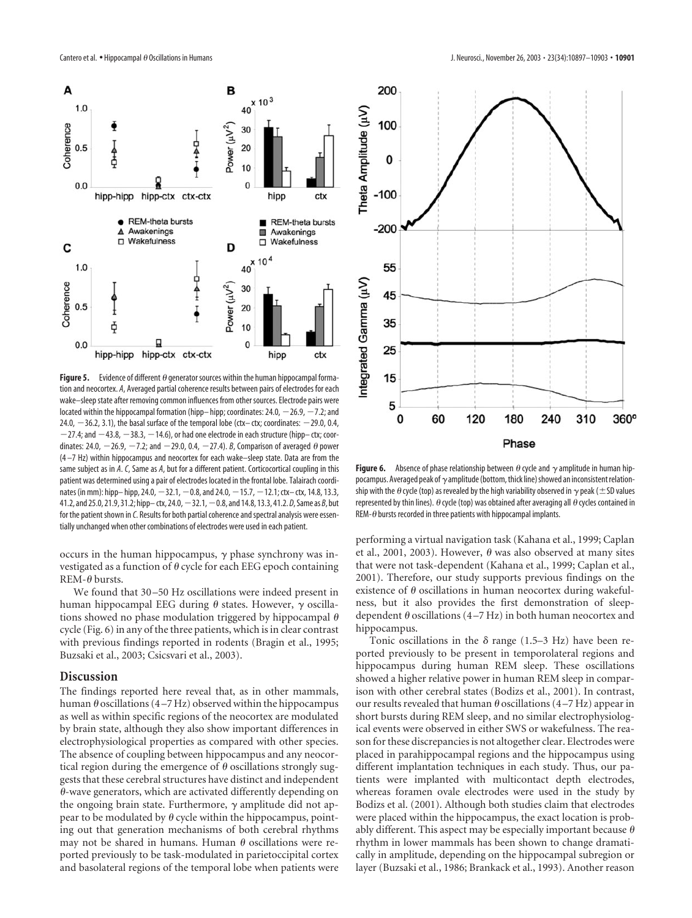**Figure 5.** Evidence of different θ generator sources within the human hippocampal formation and neocortex. *A*, Averaged partial coherence results between pairs of electrodes for each wake–sleep state after removing common influences from other sources. Electrode pairs were located within the hippocampal formation (hipp–hipp; coordinates: 24.0, −26.9, −7.2; and 24.0, −36.2, 3.1), the basal surface of the temporal lobe (ctx–ctx; coordinates: −29.0, 0.4, −27.4; and −43.8, −38.3, −14.6), or had one electrode in each structure (hipp–ctx; coordinates: 24.0, −26.9, −7.2; and −29.0, 0.4, −27.4). *B*, Comparison of averaged θ power (4–7 Hz) within hippocampus and neocortex for each wake–sleep state. Data are from the same subject as in *A*. *C*, Same as *A*, but for a different patient. Corticocortical coupling in this patient was determined using a pair of electrodes located in the frontal lobe. Talairach coordinates (in mm): hipp–hipp, 24.0, −32.1, −0.8, and 24.0, −15.7, −12.1; ctx–ctx, 14.8, 13.3, 41.2, and 25.0, 21.9, 31.2; hipp–ctx, 24.0, −32.1, −0.8, and 14.8, 13.3, 41.2. *D*, Same as *B*, but for the patient shown in *C*. Results for both partial coherence and spectral analysis were essentially unchanged when other combinations of electrodes were used in each patient.

**Figure 6.** Absence of phase relationship between θ cycle and γ amplitude in human hippocampus. Averaged peak of γ amplitude (bottom, thick line) showed an inconsistent relationship with the θ cycle (top) as revealed by the high variability observed in γ peak (±SD values represented by thin lines). θ cycle (top) was obtained after averaging all θ cycles contained in REM-θ bursts recorded in three patients with hippocampal implants.

occurs in the human hippocampus, γ phase synchrony was investigated as a function of θ cycle for each EEG epoch containing REM-θ bursts.

We found that 30–50 Hz oscillations were indeed present in human hippocampal EEG during θ states. However, γ oscillations showed no phase modulation triggered by hippocampal θ cycle (Fig. 6) in any of the three patients, which is in clear contrast with previous findings reported in rodents (Bragin et al., 1995; Buzsaki et al., 2003; Csicsvari et al., 2003).

## Discussion

The findings reported here reveal that, as in other mammals, human θ oscillations (4–7 Hz) observed within the hippocampus as well as within specific regions of the neocortex are modulated by brain state, although they also show important differences in electrophysiological properties as compared with other species. The absence of coupling between hippocampus and any neocortical region during the emergence of θ oscillations strongly suggests that these cerebral structures have distinct and independent θ-wave generators, which are activated differently depending on the ongoing brain state. Furthermore, γ amplitude did not appear to be modulated by θ cycle within the hippocampus, pointing out that generation mechanisms of both cerebral rhythms may not be shared in humans. Human θ oscillations were reported previously to be task-modulated in parietoccipital cortex and basolateral regions of the temporal lobe when patients were performing a virtual navigation task (Kahana et al., 1999; Caplan et al., 2001, 2003). However, θ was also observed at many sites that were not task-dependent (Kahana et al., 1999; Caplan et al., 2001). Therefore, our study supports previous findings on the existence of θ oscillations in human neocortex during wakefulness, but it also provides the first demonstration of sleep-dependent θ oscillations (4–7 Hz) in both human neocortex and hippocampus.

Tonic oscillations in the δ range (1.5–3 Hz) have been reported previously to be present in temporolateral regions and hippocampus during human REM sleep. These oscillations showed a higher relative power in human REM sleep in comparison with other cerebral states (Bodizs et al., 2001). In contrast, our results revealed that human θ oscillations (4–7 Hz) appear in short bursts during REM sleep, and no similar electrophysiological events were observed in either SWS or wakefulness. The reason for these discrepancies is not altogether clear. Electrodes were placed in parahippocampal regions and the hippocampus using different implantation techniques in each study. Thus, our patients were implanted with multicontact depth electrodes, whereas foramen ovale electrodes were used in the study by Bodizs et al. (2001). Although both studies claim that electrodes were placed within the hippocampus, the exact location is probably different. This aspect may be especially important because θ rhythm in lower mammals has been shown to change dramatically in amplitude, depending on the hippocampal subregion or layer (Buzsaki et al., 1986; Brankack et al., 1993). Another reason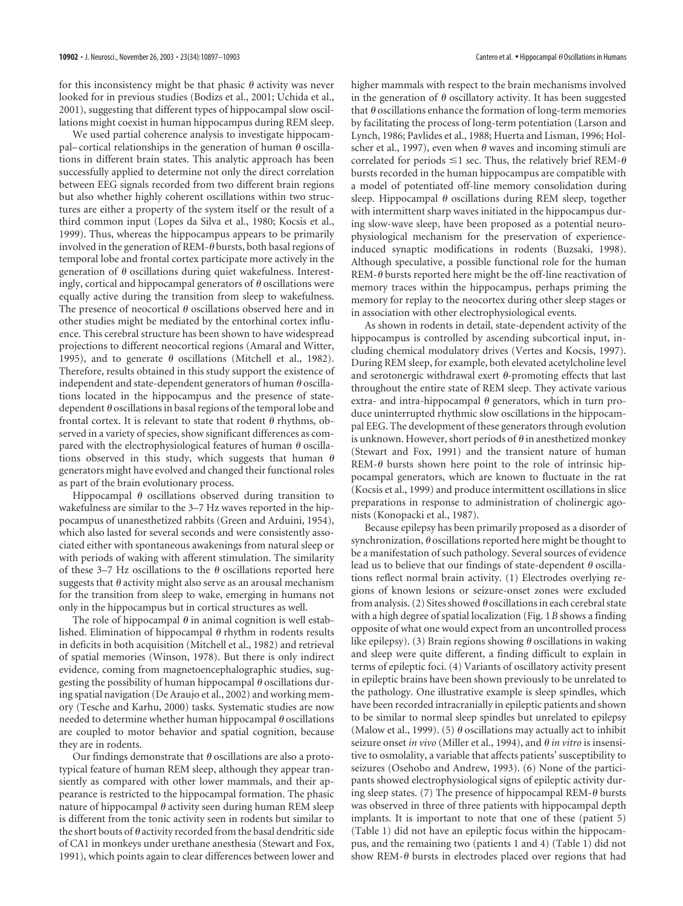for this inconsistency might be that phasic $\theta$ activity was never looked for in previous studies (Bodizs et al., 2001; Uchida et al., 2001), suggesting that different types of hippocampal slow oscillations might coexist in human hippocampus during REM sleep.

We used partial coherence analysis to investigate hippocampal–cortical relationships in the generation of human $\theta$ oscillations in different brain states. This analytic approach has been successfully applied to determine not only the direct correlation between EEG signals recorded from two different brain regions but also whether highly coherent oscillations within two structures are either a property of the system itself or the result of a third common input (Lopes da Silva et al., 1980; Kocsis et al., 1999). Thus, whereas the hippocampus appears to be primarily involved in the generation of REM-$\theta$ bursts, both basal regions of temporal lobe and frontal cortex participate more actively in the generation of $\theta$ oscillations during quiet wakefulness. Interestingly, cortical and hippocampal generators of $\theta$ oscillations were equally active during the transition from sleep to wakefulness. The presence of neocortical $\theta$ oscillations observed here and in other studies might be mediated by the entorhinal cortex influence. This cerebral structure has been shown to have widespread projections to different neocortical regions (Amaral and Witter, 1995), and to generate $\theta$ oscillations (Mitchell et al., 1982). Therefore, results obtained in this study support the existence of independent and state-dependent generators of human $\theta$ oscillations located in the hippocampus and the presence of state-dependent $\theta$ oscillations in basal regions of the temporal lobe and frontal cortex. It is relevant to state that rodent $\theta$ rhythms, observed in a variety of species, show significant differences as compared with the electrophysiological features of human $\theta$ oscillations observed in this study, which suggests that human $\theta$ generators might have evolved and changed their functional roles as part of the brain evolutionary process.

Hippocampal $\theta$ oscillations observed during transition to wakefulness are similar to the 3–7 Hz waves reported in the hippocampus of unanesthetized rabbits (Green and Arduini, 1954), which also lasted for several seconds and were consistently associated either with spontaneous awakenings from natural sleep or with periods of waking with afferent stimulation. The similarity of these 3–7 Hz oscillations to the $\theta$ oscillations reported here suggests that $\theta$ activity might also serve as an arousal mechanism for the transition from sleep to wake, emerging in humans not only in the hippocampus but in cortical structures as well.

The role of hippocampal $\theta$ in animal cognition is well established. Elimination of hippocampal $\theta$ rhythm in rodents results in deficits in both acquisition (Mitchell et al., 1982) and retrieval of spatial memories (Winson, 1978). But there is only indirect evidence, coming from magnetoencephalographic studies, suggesting the possibility of human hippocampal $\theta$ oscillations during spatial navigation (De Araujo et al., 2002) and working memory (Tesche and Karhu, 2000) tasks. Systematic studies are now needed to determine whether human hippocampal $\theta$ oscillations are coupled to motor behavior and spatial cognition, because they are in rodents.

Our findings demonstrate that $\theta$ oscillations are also a prototypical feature of human REM sleep, although they appear transiently as compared with other lower mammals, and their appearance is restricted to the hippocampal formation. The phasic nature of hippocampal $\theta$ activity seen during human REM sleep is different from the tonic activity seen in rodents but similar to the short bouts of $\theta$ activity recorded from the basal dendritic side of CA1 in monkeys under urethane anesthesia (Stewart and Fox, 1991), which points again to clear differences between lower and higher mammals with respect to the brain mechanisms involved in the generation of $\theta$ oscillatory activity. It has been suggested that $\theta$ oscillations enhance the formation of long-term memories by facilitating the process of long-term potentiation (Larson and Lynch, 1986; Pavlides et al., 1988; Huerta and Lisman, 1996; Holscher et al., 1997), even when $\theta$ waves and incoming stimuli are correlated for periods $\leq$1 sec. Thus, the relatively brief REM-$\theta$ bursts recorded in the human hippocampus are compatible with a model of potentiated off-line memory consolidation during sleep. Hippocampal $\theta$ oscillations during REM sleep, together with intermittent sharp waves initiated in the hippocampus during slow-wave sleep, have been proposed as a potential neurophysiological mechanism for the preservation of experience-induced synaptic modifications in rodents (Buzsaki, 1998). Although speculative, a possible functional role for the human REM-$\theta$ bursts reported here might be the off-line reactivation of memory traces within the hippocampus, perhaps priming the memory for replay to the neocortex during other sleep stages or in association with other electrophysiological events.

As shown in rodents in detail, state-dependent activity of the hippocampus is controlled by ascending subcortical input, including chemical modulatory drives (Vertes and Kocsis, 1997). During REM sleep, for example, both elevated acetylcholine level and serotonergic withdrawal exert $\theta$-promoting effects that last throughout the entire state of REM sleep. They activate various extra- and intra-hippocampal $\theta$ generators, which in turn produce uninterrupted rhythmic slow oscillations in the hippocampal EEG. The development of these generators through evolution is unknown. However, short periods of $\theta$ in anesthetized monkey (Stewart and Fox, 1991) and the transient nature of human REM-$\theta$ bursts shown here point to the role of intrinsic hippocampal generators, which are known to fluctuate in the rat (Kocsis et al., 1999) and produce intermittent oscillations in slice preparations in response to administration of cholinergic agonists (Konopacki et al., 1987).

Because epilepsy has been primarily proposed as a disorder of synchronization, $\theta$ oscillations reported here might be thought to be a manifestation of such pathology. Several sources of evidence lead us to believe that our findings of state-dependent $\theta$ oscillations reflect normal brain activity. (1) Electrodes overlying regions of known lesions or seizure-onset zones were excluded from analysis. (2) Sites showed $\theta$ oscillations in each cerebral state with a high degree of spatial localization (Fig. 1*B* shows a finding opposite of what one would expect from an uncontrolled process like epilepsy). (3) Brain regions showing $\theta$ oscillations in waking and sleep were quite different, a finding difficult to explain in terms of epileptic foci. (4) Variants of oscillatory activity present in epileptic brains have been shown previously to be unrelated to the pathology. One illustrative example is sleep spindles, which have been recorded intracranially in epileptic patients and shown to be similar to normal sleep spindles but unrelated to epilepsy (Malow et al., 1999). (5) $\theta$ oscillations may actually act to inhibit seizure onset *in vivo* (Miller et al., 1994), and $\theta$ *in vitro* is insensitive to osmolality, a variable that affects patients' susceptibility to seizures (Osehobo and Andrew, 1993). (6) None of the participants showed electrophysiological signs of epileptic activity during sleep states. (7) The presence of hippocampal REM-$\theta$ bursts was observed in three of three patients with hippocampal depth implants. It is important to note that one of these (patient 5) (Table 1) did not have an epileptic focus within the hippocampus, and the remaining two (patients 1 and 4) (Table 1) did not show REM-$\theta$ bursts in electrodes placed over regions that had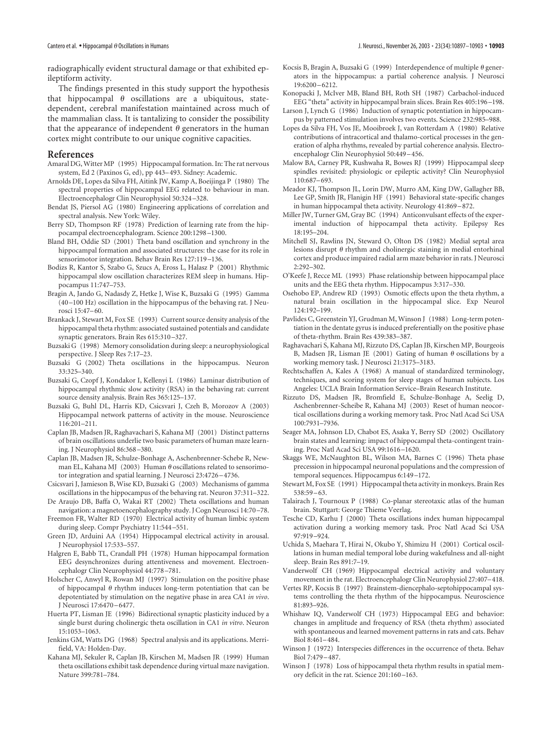radiographically evident structural damage or that exhibited epileptiform activity.

The findings presented in this study support the hypothesis that hippocampal $\theta$ oscillations are a ubiquitous, state-dependent, cerebral manifestation maintained across much of the mammalian class. It is tantalizing to consider the possibility that the appearance of independent $\theta$ generators in the human cortex might contribute to our unique cognitive capacities.

## References

Amaral DG, Witter MP (1995) Hippocampal formation. In: The rat nervous system, Ed 2 (Paxinos G, ed), pp 443–493. Sidney: Academic.

Arnolds DE, Lopes da Silva FH, Aitink JW, Kamp A, Boeijinga P (1980) The spectral properties of hippocampal EEG related to behaviour in man. Electroencephalogr Clin Neurophysiol 50:324–328.

Bendat JS, Piersol AG (1980) Engineering applications of correlation and spectral analysis. New York: Wiley.

Berry SD, Thompson RF (1978) Prediction of learning rate from the hippocampal electroencephalogram. Science 200:1298–1300.

Bland BH, Oddie SD (2001) Theta band oscillation and synchrony in the hippocampal formation and associated structures: the case for its role in sensorimotor integration. Behav Brain Res 127:119–136.

Bodizs R, Kantor S, Szabo G, Szucs A, Eross L, Halasz P (2001) Rhythmic hippocampal slow oscillation characterizes REM sleep in humans. Hippocampus 11:747–753.

Bragin A, Jando G, Nadasdy Z, Hetke J, Wise K, Buzsaki G (1995) Gamma (40–100 Hz) oscillation in the hippocampus of the behaving rat. J Neurosci 15:47–60.

Brankack J, Stewart M, Fox SE (1993) Current source density analysis of the hippocampal theta rhythm: associated sustained potentials and candidate synaptic generators. Brain Res 615:310–327.

Buzsaki G (1998) Memory consolidation during sleep: a neurophysiological perspective. J Sleep Res 7:17–23.

Buzsaki G (2002) Theta oscillations in the hippocampus. Neuron 33:325–340.

Buzsaki G, Czopf J, Kondakor I, Kellenyi L (1986) Laminar distribution of hippocampal rhythmic slow activity (RSA) in the behaving rat: current source density analysis. Brain Res 365:125–137.

Buzsaki G, Buhl DL, Harris KD, Csicsvari J, Czeh B, Morozov A (2003) Hippocampal network patterns of activity in the mouse. Neuroscience 116:201–211.

Caplan JB, Madsen JR, Raghavachari S, Kahana MJ (2001) Distinct patterns of brain oscillations underlie two basic parameters of human maze learning. J Neurophysiol 86:368–380.

Caplan JB, Madsen JR, Schulze-Bonhage A, Aschenbrenner-Schebe R, Newman EL, Kahana MJ (2003) Human $\theta$ oscillations related to sensorimotor integration and spatial learning. J Neurosci 23:4726–4736.

Csicsvari J, Jamieson B, Wise KD, Buzsaki G (2003) Mechanisms of gamma oscillations in the hippocampus of the behaving rat. Neuron 37:311–322.

De Araujo DB, Baffa O, Wakai RT (2002) Theta oscillations and human navigation: a magnetoencephalography study. J Cogn Neurosci 14:70–78.

Freemon FR, Walter RD (1970) Electrical activity of human limbic system during sleep. Compr Psychiatry 11:544–551.

Green JD, Arduini AA (1954) Hippocampal electrical activity in arousal. J Neurophysiol 17:533–557.

Halgren E, Babb TL, Crandall PH (1978) Human hippocampal formation EEG desynchronizes during attentiveness and movement. Electroencephalogr Clin Neurophysiol 44:778–781.

Holscher C, Anwyl R, Rowan MJ (1997) Stimulation on the positive phase of hippocampal $\theta$ rhythm induces long-term potentiation that can be depotentiated by stimulation on the negative phase in area CA1 *in vivo*. J Neurosci 17:6470–6477.

Huerta PT, Lisman JE (1996) Bidirectional synaptic plasticity induced by a single burst during cholinergic theta oscillation in CA1 *in vitro*. Neuron 15:1053–1063.

Jenkins GM, Watts DG (1968) Spectral analysis and its applications. Merrifield, VA: Holden-Day.

Kahana MJ, Sekuler R, Caplan JB, Kirschen M, Madsen JR (1999) Human theta oscillations exhibit task dependence during virtual maze navigation. Nature 399:781–784.

Kocsis B, Bragin A, Buzsaki G (1999) Interdependence of multiple $\theta$ generators in the hippocampus: a partial coherence analysis. J Neurosci 19:6200–6212.

Konopacki J, McIver MB, Bland BH, Roth SH (1987) Carbachol-induced EEG "theta" activity in hippocampal brain slices. Brain Res 405:196–198.

Larson J, Lynch G (1986) Induction of synaptic potentiation in hippocampus by patterned stimulation involves two events. Science 232:985–988.

Lopes da Silva FH, Vos JE, Mooibroek J, van Rotterdam A (1980) Relative contributions of intracortical and thalamo-cortical processes in the generation of alpha rhythms, revealed by partial coherence analysis. Electroencephalogr Clin Neurophysiol 50:449–456.

Malow BA, Carney PR, Kushwaha R, Bowes RJ (1999) Hippocampal sleep spindles revisited: physiologic or epileptic activity? Clin Neurophysiol 110:687–693.

Meador KJ, Thompson JL, Lorin DW, Murro AM, King DW, Gallagher BB, Lee GP, Smith JR, Flanigin HF (1991) Behavioral state-specific changes in human hippocampal theta activity. Neurology 41:869–872.

Miller JW, Turner GM, Gray BC (1994) Anticonvulsant effects of the experimental induction of hippocampal theta activity. Epilepsy Res 18:195–204.

Mitchell SJ, Rawlins JN, Steward O, Olton DS (1982) Medial septal area lesions disrupt $\theta$ rhythm and cholinergic staining in medial entorhinal cortex and produce impaired radial arm maze behavior in rats. J Neurosci 2:292–302.

O'Keefe J, Recce ML (1993) Phase relationship between hippocampal place units and the EEG theta rhythm. Hippocampus 3:317–330.

Osehobo EP, Andrew RD (1993) Osmotic effects upon the theta rhythm, a natural brain oscillation in the hippocampal slice. Exp Neurol 124:192–199.

Pavlides C, Greenstein YJ, Grudman M, Winson J (1988) Long-term potentiation in the dentate gyrus is induced preferentially on the positive phase of theta-rhythm. Brain Res 439:383–387.

Raghavachari S, Kahana MJ, Rizzuto DS, Caplan JB, Kirschen MP, Bourgeois B, Madsen JR, Lisman JE (2001) Gating of human $\theta$ oscillations by a working memory task. J Neurosci 21:3175–3183.

Rechtschaffen A, Kales A (1968) A manual of standardized terminology, techniques, and scoring system for sleep stages of human subjects. Los Angeles: UCLA Brain Information Service–Brain Research Institute.

Rizzuto DS, Madsen JR, Bromfield E, Schulze-Bonhage A, Seelig D, Aschenbrenner-Scheibe R, Kahana MJ (2003) Reset of human neocortical oscillations during a working memory task. Proc Natl Acad Sci USA 100:7931–7936.

Seager MA, Johnson LD, Chabot ES, Asaka Y, Berry SD (2002) Oscillatory brain states and learning: impact of hippocampal theta-contingent training. Proc Natl Acad Sci USA 99:1616–1620.

Skaggs WE, McNaughton BL, Wilson MA, Barnes C (1996) Theta phase precession in hippocampal neuronal populations and the compression of temporal sequences. Hippocampus 6:149–172.

Stewart M, Fox SE (1991) Hippocampal theta activity in monkeys. Brain Res 538:59–63.

Talairach J, Tournoux P (1988) Co-planar stereotaxic atlas of the human brain. Stuttgart: George Thieme Veerlag.

Tesche CD, Karhu J (2000) Theta oscillations index human hippocampal activation during a working memory task. Proc Natl Acad Sci USA 97:919–924.

Uchida S, Maehara T, Hirai N, Okubo Y, Shimizu H (2001) Cortical oscillations in human medial temporal lobe during wakefulness and all-night sleep. Brain Res 891:7–19.

Vanderwolf CH (1969) Hippocampal electrical activity and voluntary movement in the rat. Electroencephalogr Clin Neurophysiol 27:407–418.

Vertes RP, Kocsis B (1997) Brainstem-diencephalo-septohippocampal systems controlling the theta rhythm of the hippocampus. Neuroscience 81:893–926.

Whishaw IQ, Vanderwolf CH (1973) Hippocampal EEG and behavior: changes in amplitude and frequency of RSA (theta rhythm) associated with spontaneous and learned movement patterns in rats and cats. Behav Biol 8:461–484.

Winson J (1972) Interspecies differences in the occurrence of theta. Behav Biol 7:479–487.

Winson J (1978) Loss of hippocampal theta rhythm results in spatial memory deficit in the rat. Science 201:160–163.